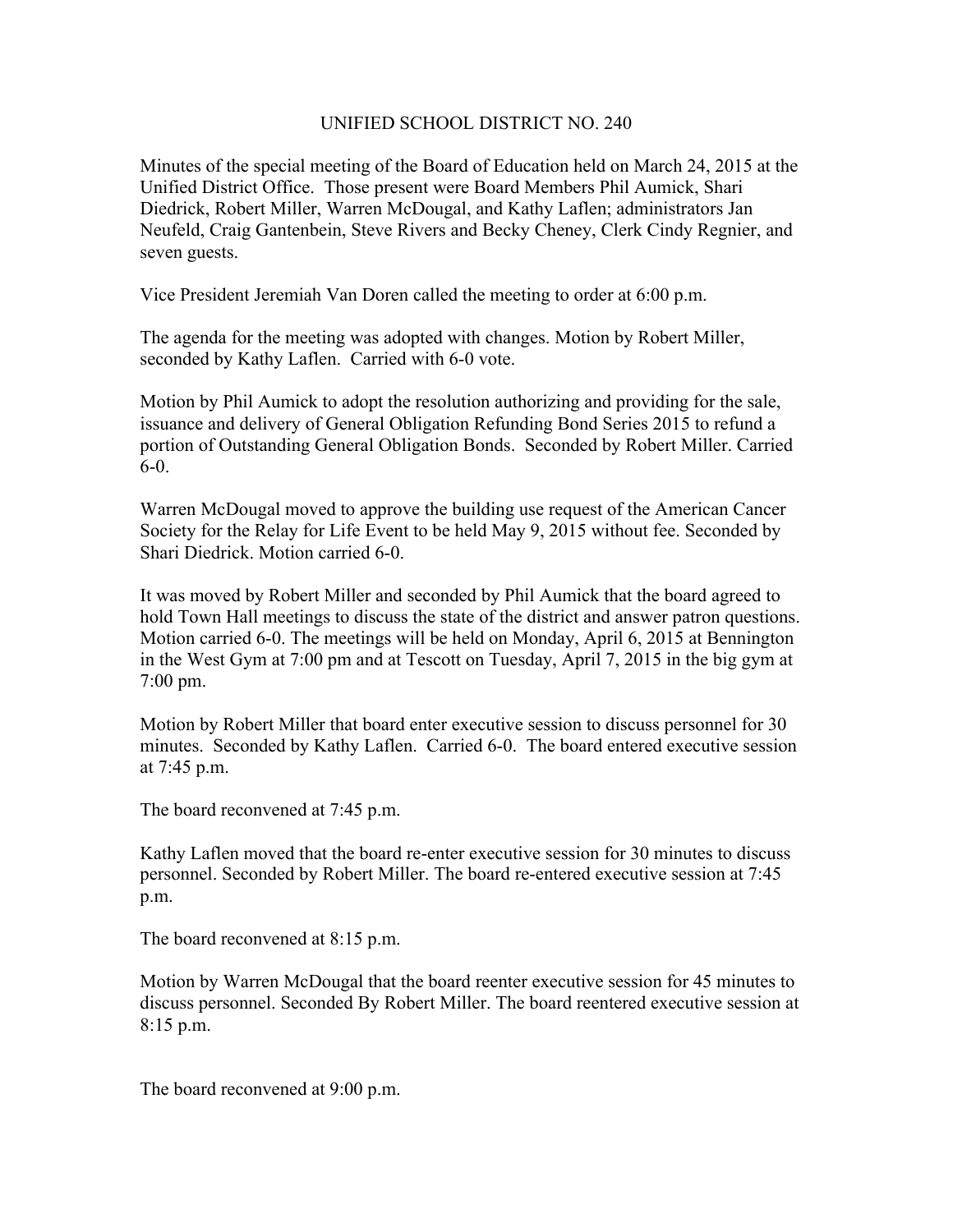# UNIFIED SCHOOL DISTRICT NO. 240

Minutes of the special meeting of the Board of Education held on March 24, 2015 at the Unified District Office. Those present were Board Members Phil Aumick, Shari Diedrick, Robert Miller, Warren McDougal, and Kathy Laflen; administrators Jan Neufeld, Craig Gantenbein, Steve Rivers and Becky Cheney, Clerk Cindy Regnier, and seven guests.

Vice President Jeremiah Van Doren called the meeting to order at 6:00 p.m.

The agenda for the meeting was adopted with changes. Motion by Robert Miller, seconded by Kathy Laflen. Carried with 6-0 vote.

Motion by Phil Aumick to adopt the resolution authorizing and providing for the sale, issuance and delivery of General Obligation Refunding Bond Series 2015 to refund a portion of Outstanding General Obligation Bonds. Seconded by Robert Miller. Carried 6-0.

Warren McDougal moved to approve the building use request of the American Cancer Society for the Relay for Life Event to be held May 9, 2015 without fee. Seconded by Shari Diedrick. Motion carried 6-0.

It was moved by Robert Miller and seconded by Phil Aumick that the board agreed to hold Town Hall meetings to discuss the state of the district and answer patron questions. Motion carried 6-0. The meetings will be held on Monday, April 6, 2015 at Bennington in the West Gym at 7:00 pm and at Tescott on Tuesday, April 7, 2015 in the big gym at 7:00 pm.

Motion by Robert Miller that board enter executive session to discuss personnel for 30 minutes. Seconded by Kathy Laflen. Carried 6-0. The board entered executive session at 7:45 p.m.

The board reconvened at 7:45 p.m.

Kathy Laflen moved that the board re-enter executive session for 30 minutes to discuss personnel. Seconded by Robert Miller. The board re-entered executive session at 7:45 p.m.

The board reconvened at 8:15 p.m.

Motion by Warren McDougal that the board reenter executive session for 45 minutes to discuss personnel. Seconded By Robert Miller. The board reentered executive session at 8:15 p.m.

The board reconvened at 9:00 p.m.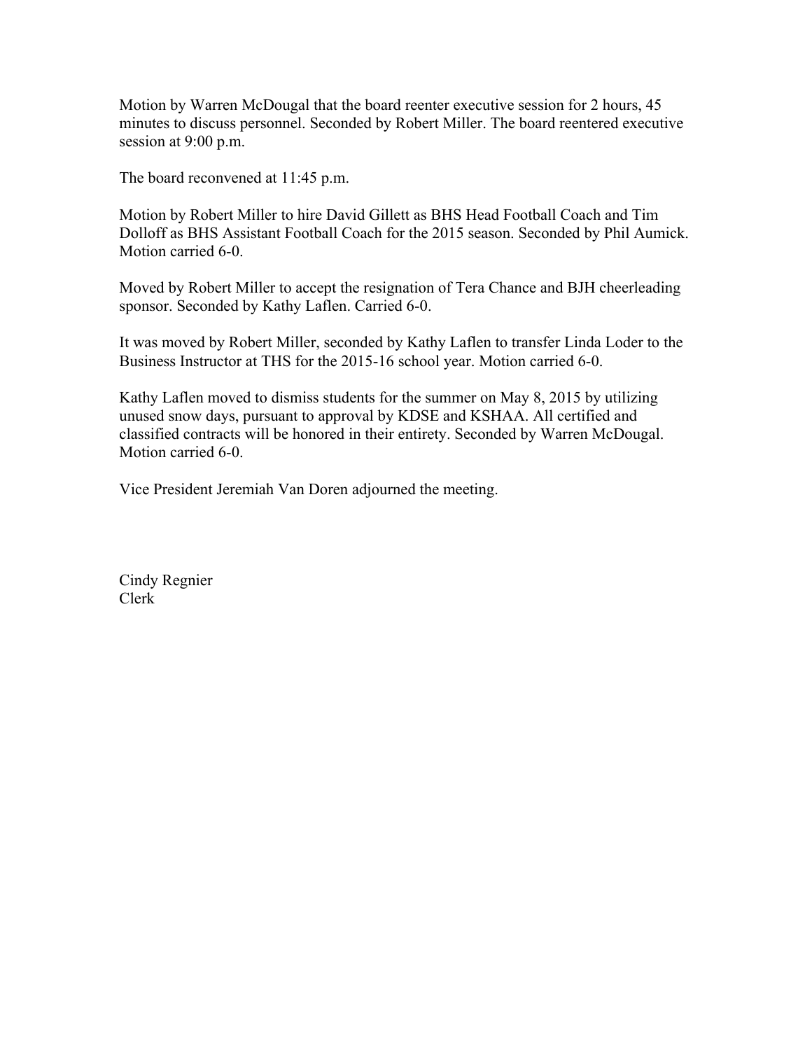Motion by Warren McDougal that the board reenter executive session for 2 hours, 45 minutes to discuss personnel. Seconded by Robert Miller. The board reentered executive session at 9:00 p.m.

The board reconvened at 11:45 p.m.

Motion by Robert Miller to hire David Gillett as BHS Head Football Coach and Tim Dolloff as BHS Assistant Football Coach for the 2015 season. Seconded by Phil Aumick. Motion carried 6-0.

Moved by Robert Miller to accept the resignation of Tera Chance and BJH cheerleading sponsor. Seconded by Kathy Laflen. Carried 6-0.

It was moved by Robert Miller, seconded by Kathy Laflen to transfer Linda Loder to the Business Instructor at THS for the 2015-16 school year. Motion carried 6-0.

Kathy Laflen moved to dismiss students for the summer on May 8, 2015 by utilizing unused snow days, pursuant to approval by KDSE and KSHAA. All certified and classified contracts will be honored in their entirety. Seconded by Warren McDougal. Motion carried 6-0.

Vice President Jeremiah Van Doren adjourned the meeting.

Cindy Regnier  
Clerk